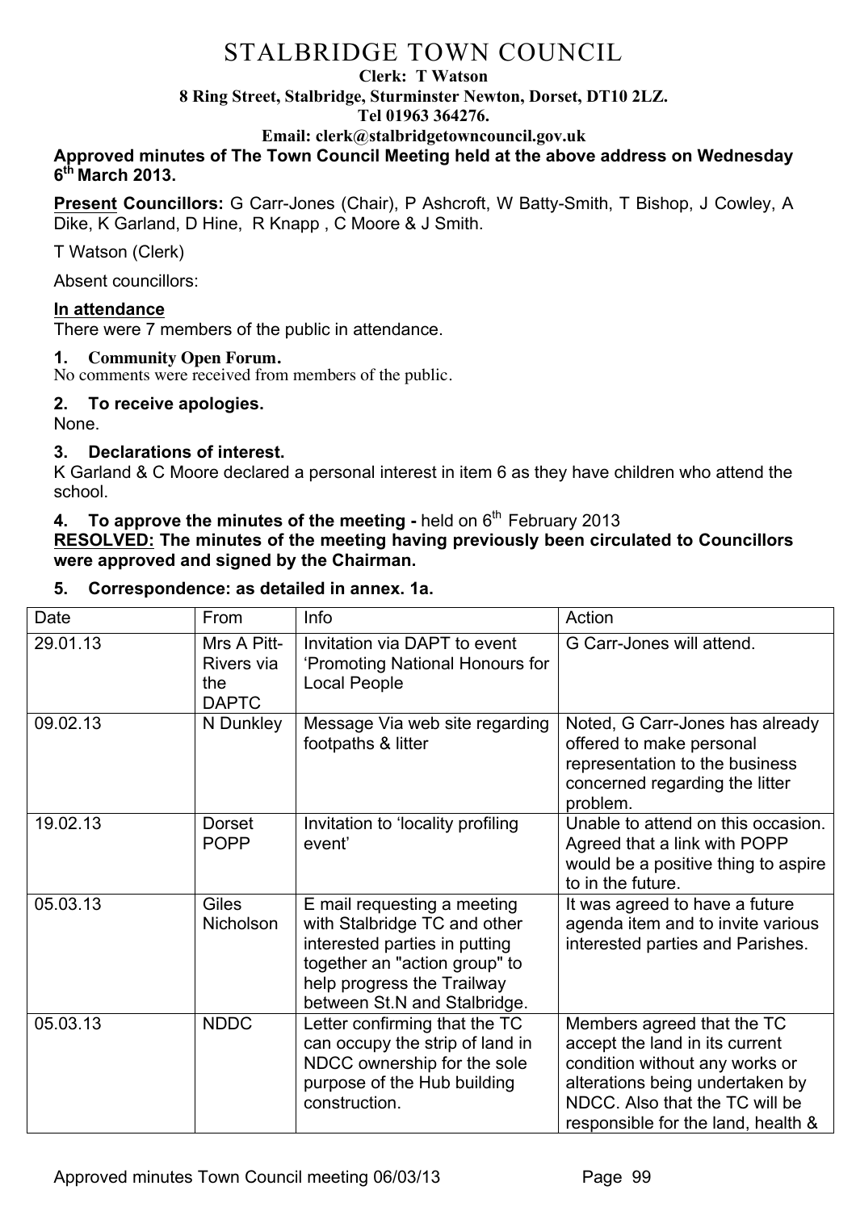# STALBRIDGE TOWN COUNCIL

**Clerk: T Watson**
**8 Ring Street, Stalbridge, Sturminster Newton, Dorset, DT10 2LZ.**
**Tel 01963 364276.**
**Email: clerk@stalbridgetowncouncil.gov.uk**

**Approved minutes of The Town Council Meeting held at the above address on Wednesday 6th March 2013.**

**Present Councillors:** G Carr-Jones (Chair), P Ashcroft, W Batty-Smith, T Bishop, J Cowley, A Dike, K Garland, D Hine, R Knapp , C Moore & J Smith.

T Watson (Clerk)

Absent councillors:

**In attendance**
There were 7 members of the public in attendance.

**1. Community Open Forum.**
No comments were received from members of the public.

**2. To receive apologies.**
None.

**3. Declarations of interest.**
K Garland & C Moore declared a personal interest in item 6 as they have children who attend the school.

**4. To approve the minutes of the meeting -** held on 6th February 2013
**RESOLVED: The minutes of the meeting having previously been circulated to Councillors were approved and signed by the Chairman.**

**5. Correspondence: as detailed in annex. 1a.**

| Date | From | Info | Action |
|---|---|---|---|
| 29.01.13 | Mrs A Pitt-Rivers via the DAPTC | Invitation via DAPT to event 'Promoting National Honours for Local People | G Carr-Jones will attend. |
| 09.02.13 | N Dunkley | Message Via web site regarding footpaths & litter | Noted, G Carr-Jones has already offered to make personal representation to the business concerned regarding the litter problem. |
| 19.02.13 | Dorset POPP | Invitation to 'locality profiling event' | Unable to attend on this occasion. Agreed that a link with POPP would be a positive thing to aspire to in the future. |
| 05.03.13 | Giles Nicholson | E mail requesting a meeting with Stalbridge TC and other interested parties in putting together an "action group" to help progress the Trailway between St.N and Stalbridge. | It was agreed to have a future agenda item and to invite various interested parties and Parishes. |
| 05.03.13 | NDDC | Letter confirming that the TC can occupy the strip of land in NDCC ownership for the sole purpose of the Hub building construction. | Members agreed that the TC accept the land in its current condition without any works or alterations being undertaken by NDCC. Also that the TC will be responsible for the land, health & |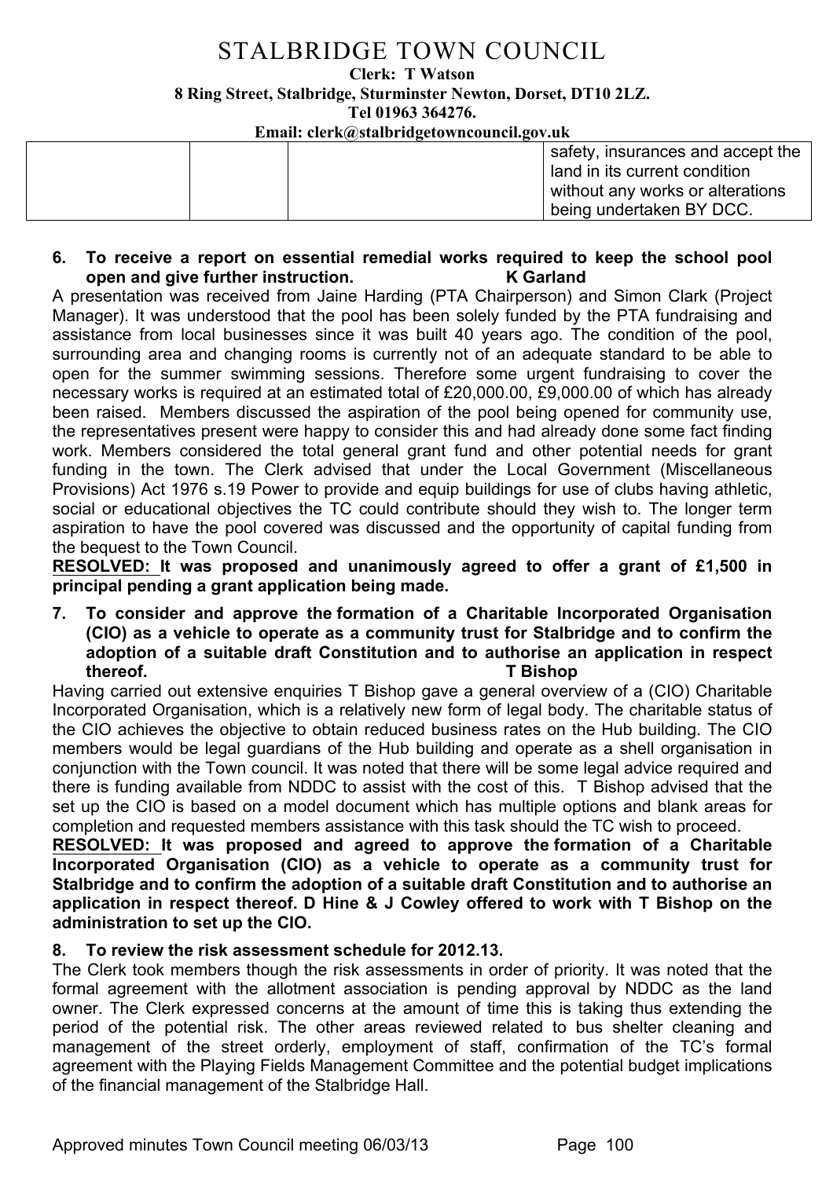| | | | safety, insurances and accept the land in its current condition without any works or alterations being undertaken BY DCC. |
|---|---|---|---|

**6. To receive a report on essential remedial works required to keep the school pool open and give further instruction. K Garland**

A presentation was received from Jaine Harding (PTA Chairperson) and Simon Clark (Project Manager). It was understood that the pool has been solely funded by the PTA fundraising and assistance from local businesses since it was built 40 years ago. The condition of the pool, surrounding area and changing rooms is currently not of an adequate standard to be able to open for the summer swimming sessions. Therefore some urgent fundraising to cover the necessary works is required at an estimated total of £20,000.00, £9,000.00 of which has already been raised. Members discussed the aspiration of the pool being opened for community use, the representatives present were happy to consider this and had already done some fact finding work. Members considered the total general grant fund and other potential needs for grant funding in the town. The Clerk advised that under the Local Government (Miscellaneous Provisions) Act 1976 s.19 Power to provide and equip buildings for use of clubs having athletic, social or educational objectives the TC could contribute should they wish to. The longer term aspiration to have the pool covered was discussed and the opportunity of capital funding from the bequest to the Town Council.

**RESOLVED: It was proposed and unanimously agreed to offer a grant of £1,500 in principal pending a grant application being made.**

**7. To consider and approve the formation of a Charitable Incorporated Organisation (CIO) as a vehicle to operate as a community trust for Stalbridge and to confirm the adoption of a suitable draft Constitution and to authorise an application in respect thereof. T Bishop**

Having carried out extensive enquiries T Bishop gave a general overview of a (CIO) Charitable Incorporated Organisation, which is a relatively new form of legal body. The charitable status of the CIO achieves the objective to obtain reduced business rates on the Hub building. The CIO members would be legal guardians of the Hub building and operate as a shell organisation in conjunction with the Town council. It was noted that there will be some legal advice required and there is funding available from NDDC to assist with the cost of this. T Bishop advised that the set up the CIO is based on a model document which has multiple options and blank areas for completion and requested members assistance with this task should the TC wish to proceed.

**RESOLVED: It was proposed and agreed to approve the formation of a Charitable Incorporated Organisation (CIO) as a vehicle to operate as a community trust for Stalbridge and to confirm the adoption of a suitable draft Constitution and to authorise an application in respect thereof. D Hine & J Cowley offered to work with T Bishop on the administration to set up the CIO.**

**8. To review the risk assessment schedule for 2012.13.**

The Clerk took members though the risk assessments in order of priority. It was noted that the formal agreement with the allotment association is pending approval by NDDC as the land owner. The Clerk expressed concerns at the amount of time this is taking thus extending the period of the potential risk. The other areas reviewed related to bus shelter cleaning and management of the street orderly, employment of staff, confirmation of the TC's formal agreement with the Playing Fields Management Committee and the potential budget implications of the financial management of the Stalbridge Hall.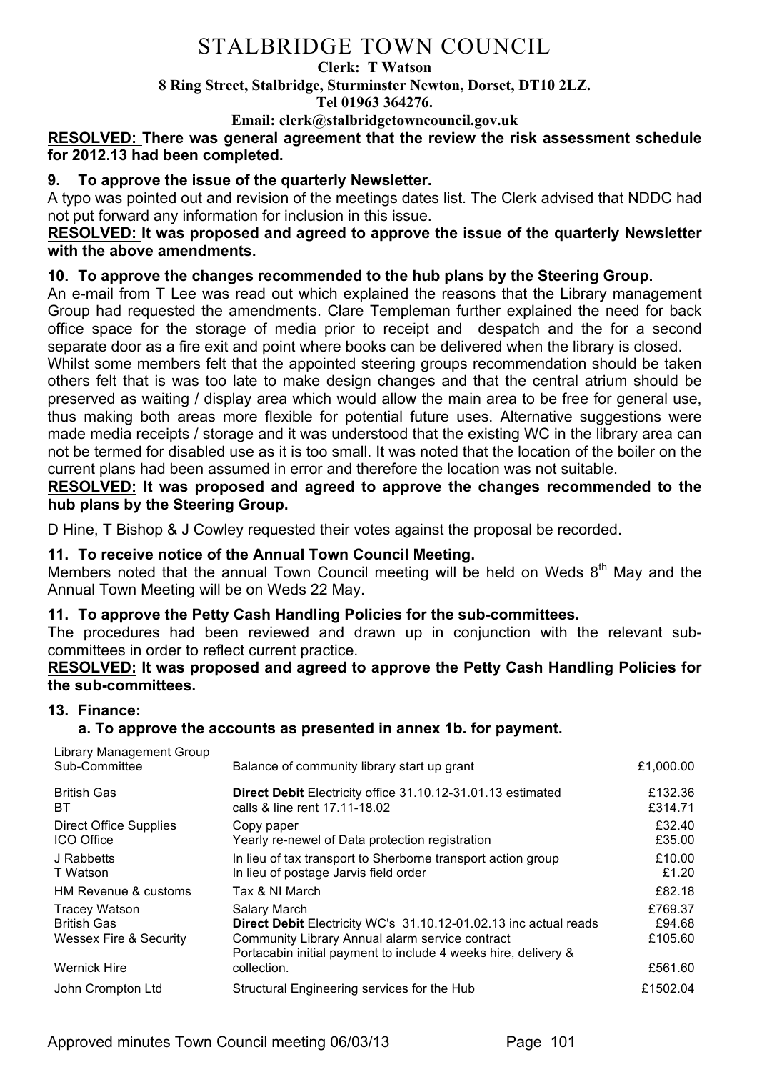# STALBRIDGE TOWN COUNCIL

**Clerk: T Watson**
**8 Ring Street, Stalbridge, Sturminster Newton, Dorset, DT10 2LZ.**
**Tel 01963 364276.**
**Email: clerk@stalbridgetowncouncil.gov.uk**

**RESOLVED: There was general agreement that the review the risk assessment schedule for 2012.13 had been completed.**

### 9. To approve the issue of the quarterly Newsletter.

A typo was pointed out and revision of the meetings dates list. The Clerk advised that NDDC had not put forward any information for inclusion in this issue.

**RESOLVED: It was proposed and agreed to approve the issue of the quarterly Newsletter with the above amendments.**

### 10. To approve the changes recommended to the hub plans by the Steering Group.

An e-mail from T Lee was read out which explained the reasons that the Library management Group had requested the amendments. Clare Templeman further explained the need for back office space for the storage of media prior to receipt and despatch and the for a second separate door as a fire exit and point where books can be delivered when the library is closed.

Whilst some members felt that the appointed steering groups recommendation should be taken others felt that is was too late to make design changes and that the central atrium should be preserved as waiting / display area which would allow the main area to be free for general use, thus making both areas more flexible for potential future uses. Alternative suggestions were made media receipts / storage and it was understood that the existing WC in the library area can not be termed for disabled use as it is too small. It was noted that the location of the boiler on the current plans had been assumed in error and therefore the location was not suitable.

**RESOLVED: It was proposed and agreed to approve the changes recommended to the hub plans by the Steering Group.**

D Hine, T Bishop & J Cowley requested their votes against the proposal be recorded.

### 11. To receive notice of the Annual Town Council Meeting.

Members noted that the annual Town Council meeting will be held on Weds 8th May and the Annual Town Meeting will be on Weds 22 May.

### 11. To approve the Petty Cash Handling Policies for the sub-committees.

The procedures had been reviewed and drawn up in conjunction with the relevant sub-committees in order to reflect current practice.

**RESOLVED: It was proposed and agreed to approve the Petty Cash Handling Policies for the sub-committees.**

### 13. Finance:

#### a. To approve the accounts as presented in annex 1b. for payment.

| Payee | Description | Amount |
|---|---|---|
| Library Management Group Sub-Committee | Balance of community library start up grant | £1,000.00 |
| British Gas | **Direct Debit** Electricity office 31.10.12-31.01.13 estimated | £132.36 |
| BT | calls & line rent 17.11-18.02 | £314.71 |
| Direct Office Supplies | Copy paper | £32.40 |
| ICO Office | Yearly re-newel of Data protection registration | £35.00 |
| J Rabbetts | In lieu of tax transport to Sherborne transport action group | £10.00 |
| T Watson | In lieu of postage Jarvis field order | £1.20 |
| HM Revenue & customs | Tax & NI March | £82.18 |
| Tracey Watson | Salary March | £769.37 |
| British Gas | **Direct Debit** Electricity WC's 31.10.12-01.02.13 inc actual reads | £94.68 |
| Wessex Fire & Security | Community Library Annual alarm service contract | £105.60 |
| Wernick Hire | Portacabin initial payment to include 4 weeks hire, delivery & collection. | £561.60 |
| John Crompton Ltd | Structural Engineering services for the Hub | £1502.04 |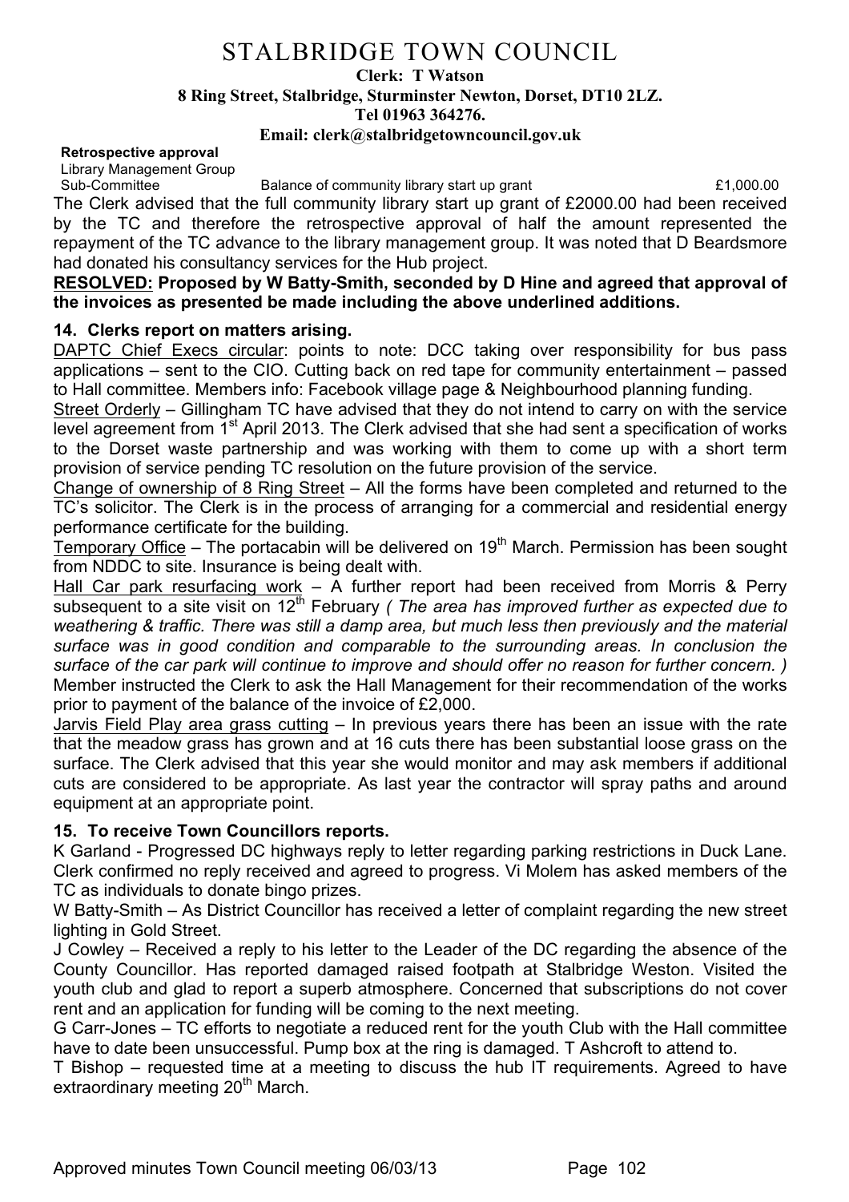# STALBRIDGE TOWN COUNCIL

**Clerk: T Watson**
**8 Ring Street, Stalbridge, Sturminster Newton, Dorset, DT10 2LZ.**
**Tel 01963 364276.**
**Email: clerk@stalbridgetowncouncil.gov.uk**

**Retrospective approval**

| Library Management Group Sub-Committee | Balance of community library start up grant | £1,000.00 |
|---|---|---|

The Clerk advised that the full community library start up grant of £2000.00 had been received by the TC and therefore the retrospective approval of half the amount represented the repayment of the TC advance to the library management group. It was noted that D Beardsmore had donated his consultancy services for the Hub project.

**RESOLVED: Proposed by W Batty-Smith, seconded by D Hine and agreed that approval of the invoices as presented be made including the above underlined additions.**

## 14. Clerks report on matters arising.

DAPTC Chief Execs circular: points to note: DCC taking over responsibility for bus pass applications – sent to the CIO. Cutting back on red tape for community entertainment – passed to Hall committee. Members info: Facebook village page & Neighbourhood planning funding.

Street Orderly – Gillingham TC have advised that they do not intend to carry on with the service level agreement from 1st April 2013. The Clerk advised that she had sent a specification of works to the Dorset waste partnership and was working with them to come up with a short term provision of service pending TC resolution on the future provision of the service.

Change of ownership of 8 Ring Street – All the forms have been completed and returned to the TC's solicitor. The Clerk is in the process of arranging for a commercial and residential energy performance certificate for the building.

Temporary Office – The portacabin will be delivered on 19th March. Permission has been sought from NDDC to site. Insurance is being dealt with.

Hall Car park resurfacing work – A further report had been received from Morris & Perry subsequent to a site visit on 12th February *( The area has improved further as expected due to weathering & traffic. There was still a damp area, but much less then previously and the material surface was in good condition and comparable to the surrounding areas. In conclusion the surface of the car park will continue to improve and should offer no reason for further concern. )* Member instructed the Clerk to ask the Hall Management for their recommendation of the works prior to payment of the balance of the invoice of £2,000.

Jarvis Field Play area grass cutting – In previous years there has been an issue with the rate that the meadow grass has grown and at 16 cuts there has been substantial loose grass on the surface. The Clerk advised that this year she would monitor and may ask members if additional cuts are considered to be appropriate. As last year the contractor will spray paths and around equipment at an appropriate point.

## 15. To receive Town Councillors reports.

K Garland - Progressed DC highways reply to letter regarding parking restrictions in Duck Lane. Clerk confirmed no reply received and agreed to progress. Vi Molem has asked members of the TC as individuals to donate bingo prizes.

W Batty-Smith – As District Councillor has received a letter of complaint regarding the new street lighting in Gold Street.

J Cowley – Received a reply to his letter to the Leader of the DC regarding the absence of the County Councillor. Has reported damaged raised footpath at Stalbridge Weston. Visited the youth club and glad to report a superb atmosphere. Concerned that subscriptions do not cover rent and an application for funding will be coming to the next meeting.

G Carr-Jones – TC efforts to negotiate a reduced rent for the youth Club with the Hall committee have to date been unsuccessful. Pump box at the ring is damaged. T Ashcroft to attend to.

T Bishop – requested time at a meeting to discuss the hub IT requirements. Agreed to have extraordinary meeting 20th March.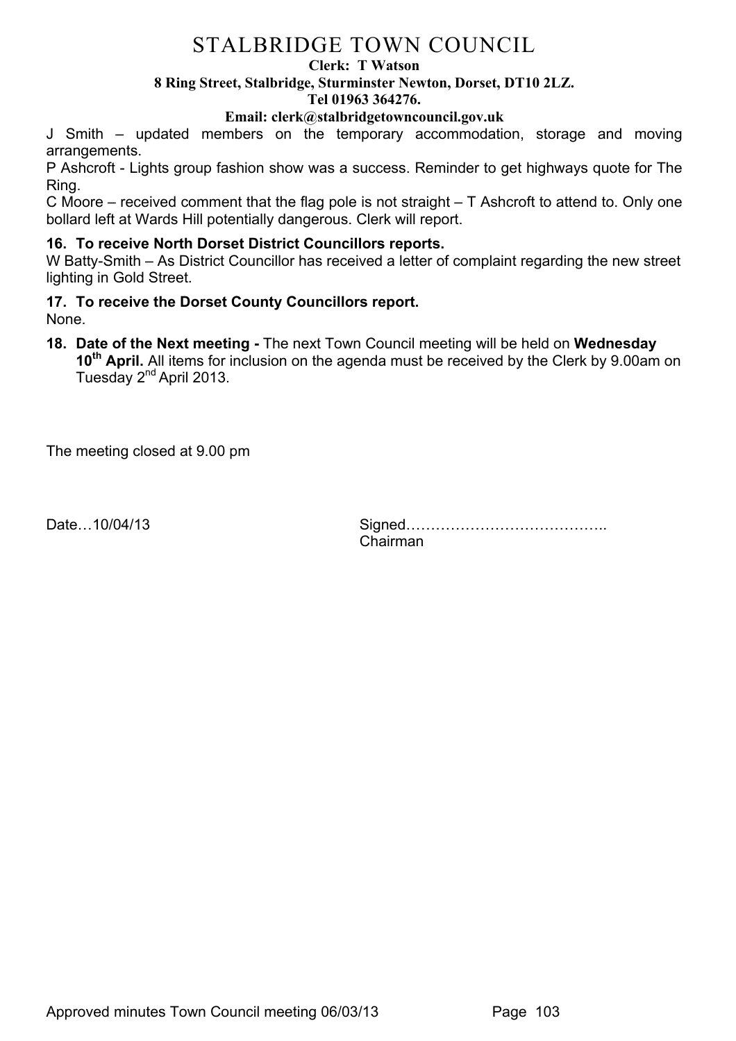J Smith – updated members on the temporary accommodation, storage and moving arrangements.

P Ashcroft - Lights group fashion show was a success. Reminder to get highways quote for The Ring.

C Moore – received comment that the flag pole is not straight – T Ashcroft to attend to. Only one bollard left at Wards Hill potentially dangerous. Clerk will report.

**16. To receive North Dorset District Councillors reports.**

W Batty-Smith – As District Councillor has received a letter of complaint regarding the new street lighting in Gold Street.

**17. To receive the Dorset County Councillors report.**

None.

**18. Date of the Next meeting -** The next Town Council meeting will be held on **Wednesday 10th April.** All items for inclusion on the agenda must be received by the Clerk by 9.00am on Tuesday 2nd April 2013.

The meeting closed at 9.00 pm

Date…10/04/13

Signed…………………………………..
Chairman